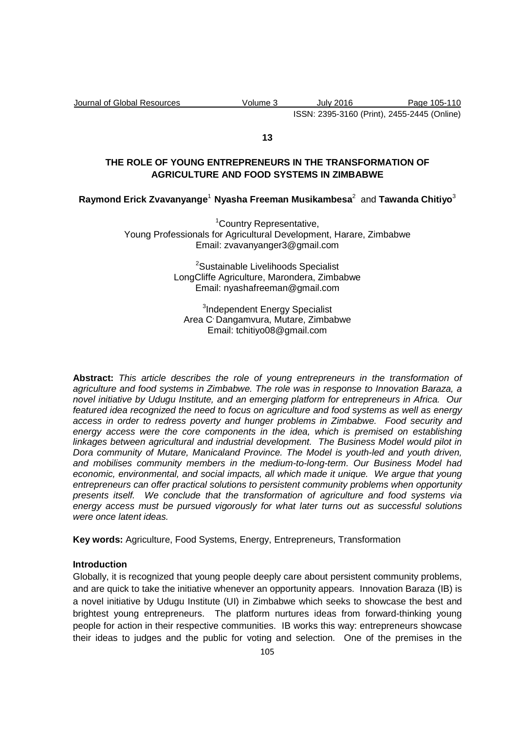**13**

# THE ROLE OF YOUNG ENTREPRENEURS IN THE TRANSFORMATION OF AGRICULTURE AND FOOD SYSTEMS IN ZIMBABWE

**Raymond Erick Zvavanyange**[1] **Nyasha Freeman Musikambesa**[2] and **Tawanda Chitiyo**[3]

[1]Country Representative,
Young Professionals for Agricultural Development, Harare, Zimbabwe
Email: zvavanyanger3@gmail.com

[2]Sustainable Livelihoods Specialist
LongCliffe Agriculture, Marondera, Zimbabwe
Email: nyashafreeman@gmail.com

[3]Independent Energy Specialist
Area C, Dangamvura, Mutare, Zimbabwe
Email: tchitiyo08@gmail.com

**Abstract:** *This article describes the role of young entrepreneurs in the transformation of agriculture and food systems in Zimbabwe. The role was in response to Innovation Baraza, a novel initiative by Udugu Institute, and an emerging platform for entrepreneurs in Africa. Our featured idea recognized the need to focus on agriculture and food systems as well as energy access in order to redress poverty and hunger problems in Zimbabwe. Food security and energy access were the core components in the idea, which is premised on establishing linkages between agricultural and industrial development. The Business Model would pilot in Dora community of Mutare, Manicaland Province. The Model is youth-led and youth driven, and mobilises community members in the medium-to-long-term. Our Business Model had economic, environmental, and social impacts, all which made it unique. We argue that young entrepreneurs can offer practical solutions to persistent community problems when opportunity presents itself. We conclude that the transformation of agriculture and food systems via energy access must be pursued vigorously for what later turns out as successful solutions were once latent ideas.*

**Key words:** Agriculture, Food Systems, Energy, Entrepreneurs, Transformation

## Introduction

Globally, it is recognized that young people deeply care about persistent community problems, and are quick to take the initiative whenever an opportunity appears. Innovation Baraza (IB) is a novel initiative by Udugu Institute (UI) in Zimbabwe which seeks to showcase the best and brightest young entrepreneurs. The platform nurtures ideas from forward-thinking young people for action in their respective communities. IB works this way: entrepreneurs showcase their ideas to judges and the public for voting and selection. One of the premises in the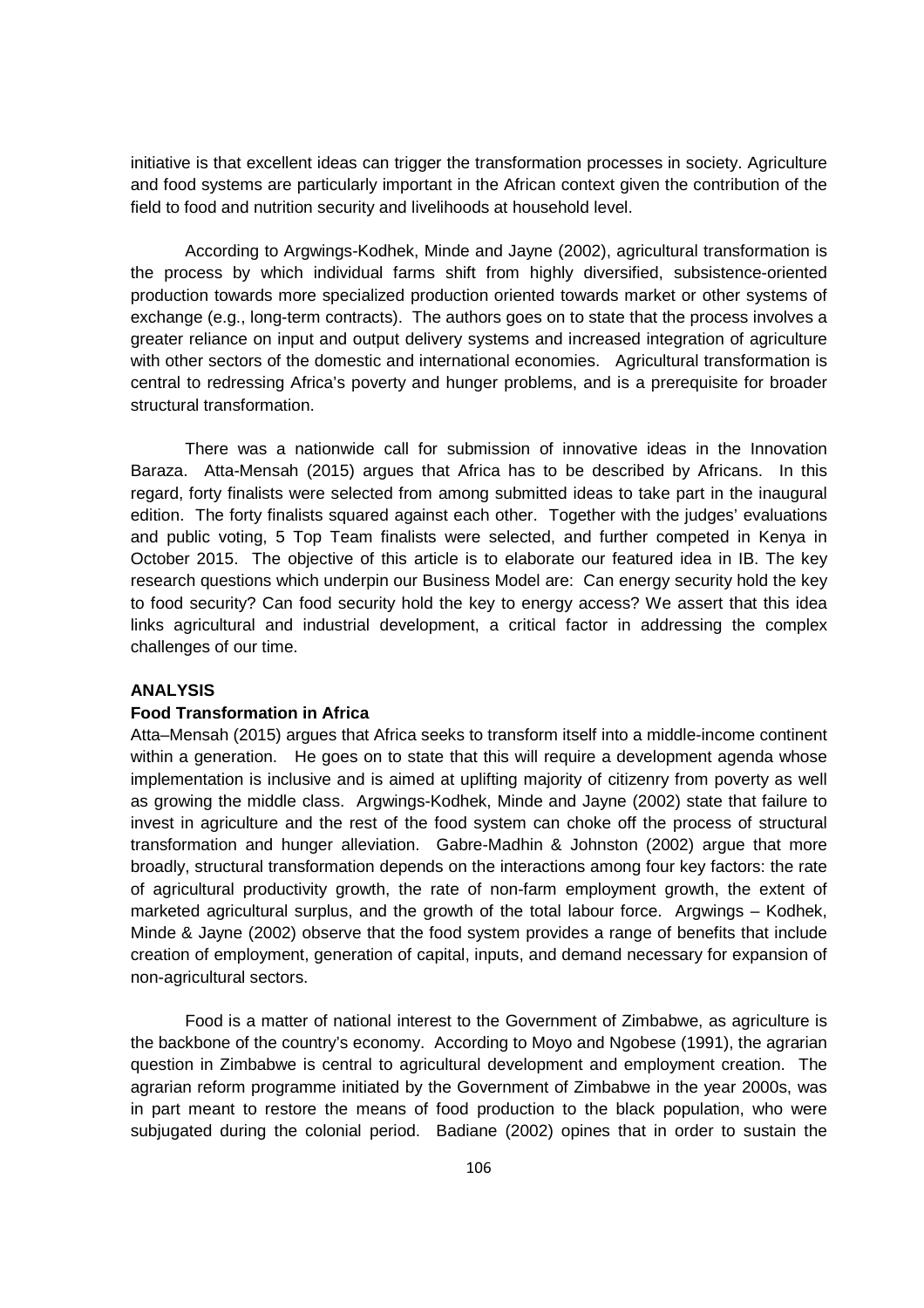initiative is that excellent ideas can trigger the transformation processes in society. Agriculture and food systems are particularly important in the African context given the contribution of the field to food and nutrition security and livelihoods at household level.

According to Argwings-Kodhek, Minde and Jayne (2002), agricultural transformation is the process by which individual farms shift from highly diversified, subsistence-oriented production towards more specialized production oriented towards market or other systems of exchange (e.g., long-term contracts). The authors goes on to state that the process involves a greater reliance on input and output delivery systems and increased integration of agriculture with other sectors of the domestic and international economies. Agricultural transformation is central to redressing Africa's poverty and hunger problems, and is a prerequisite for broader structural transformation.

There was a nationwide call for submission of innovative ideas in the Innovation Baraza. Atta-Mensah (2015) argues that Africa has to be described by Africans. In this regard, forty finalists were selected from among submitted ideas to take part in the inaugural edition. The forty finalists squared against each other. Together with the judges' evaluations and public voting, 5 Top Team finalists were selected, and further competed in Kenya in October 2015. The objective of this article is to elaborate our featured idea in IB. The key research questions which underpin our Business Model are: Can energy security hold the key to food security? Can food security hold the key to energy access? We assert that this idea links agricultural and industrial development, a critical factor in addressing the complex challenges of our time.

## ANALYSIS

### Food Transformation in Africa

Atta–Mensah (2015) argues that Africa seeks to transform itself into a middle-income continent within a generation. He goes on to state that this will require a development agenda whose implementation is inclusive and is aimed at uplifting majority of citizenry from poverty as well as growing the middle class. Argwings-Kodhek, Minde and Jayne (2002) state that failure to invest in agriculture and the rest of the food system can choke off the process of structural transformation and hunger alleviation. Gabre-Madhin & Johnston (2002) argue that more broadly, structural transformation depends on the interactions among four key factors: the rate of agricultural productivity growth, the rate of non-farm employment growth, the extent of marketed agricultural surplus, and the growth of the total labour force. Argwings – Kodhek, Minde & Jayne (2002) observe that the food system provides a range of benefits that include creation of employment, generation of capital, inputs, and demand necessary for expansion of non-agricultural sectors.

Food is a matter of national interest to the Government of Zimbabwe, as agriculture is the backbone of the country's economy. According to Moyo and Ngobese (1991), the agrarian question in Zimbabwe is central to agricultural development and employment creation. The agrarian reform programme initiated by the Government of Zimbabwe in the year 2000s, was in part meant to restore the means of food production to the black population, who were subjugated during the colonial period. Badiane (2002) opines that in order to sustain the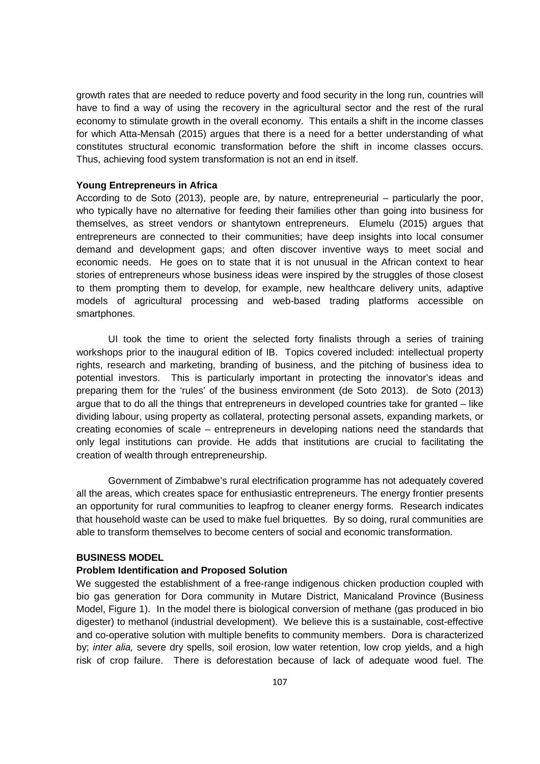growth rates that are needed to reduce poverty and food security in the long run, countries will have to find a way of using the recovery in the agricultural sector and the rest of the rural economy to stimulate growth in the overall economy. This entails a shift in the income classes for which Atta-Mensah (2015) argues that there is a need for a better understanding of what constitutes structural economic transformation before the shift in income classes occurs. Thus, achieving food system transformation is not an end in itself.

**Young Entrepreneurs in Africa**

According to de Soto (2013), people are, by nature, entrepreneurial – particularly the poor, who typically have no alternative for feeding their families other than going into business for themselves, as street vendors or shantytown entrepreneurs. Elumelu (2015) argues that entrepreneurs are connected to their communities; have deep insights into local consumer demand and development gaps; and often discover inventive ways to meet social and economic needs. He goes on to state that it is not unusual in the African context to hear stories of entrepreneurs whose business ideas were inspired by the struggles of those closest to them prompting them to develop, for example, new healthcare delivery units, adaptive models of agricultural processing and web-based trading platforms accessible on smartphones.

UI took the time to orient the selected forty finalists through a series of training workshops prior to the inaugural edition of IB. Topics covered included: intellectual property rights, research and marketing, branding of business, and the pitching of business idea to potential investors. This is particularly important in protecting the innovator's ideas and preparing them for the 'rules' of the business environment (de Soto 2013). de Soto (2013) argue that to do all the things that entrepreneurs in developed countries take for granted – like dividing labour, using property as collateral, protecting personal assets, expanding markets, or creating economies of scale – entrepreneurs in developing nations need the standards that only legal institutions can provide. He adds that institutions are crucial to facilitating the creation of wealth through entrepreneurship.

Government of Zimbabwe's rural electrification programme has not adequately covered all the areas, which creates space for enthusiastic entrepreneurs. The energy frontier presents an opportunity for rural communities to leapfrog to cleaner energy forms. Research indicates that household waste can be used to make fuel briquettes. By so doing, rural communities are able to transform themselves to become centers of social and economic transformation.

**BUSINESS MODEL**

**Problem Identification and Proposed Solution**

We suggested the establishment of a free-range indigenous chicken production coupled with bio gas generation for Dora community in Mutare District, Manicaland Province (Business Model, Figure 1). In the model there is biological conversion of methane (gas produced in bio digester) to methanol (industrial development). We believe this is a sustainable, cost-effective and co-operative solution with multiple benefits to community members. Dora is characterized by; *inter alia,* severe dry spells, soil erosion, low water retention, low crop yields, and a high risk of crop failure. There is deforestation because of lack of adequate wood fuel. The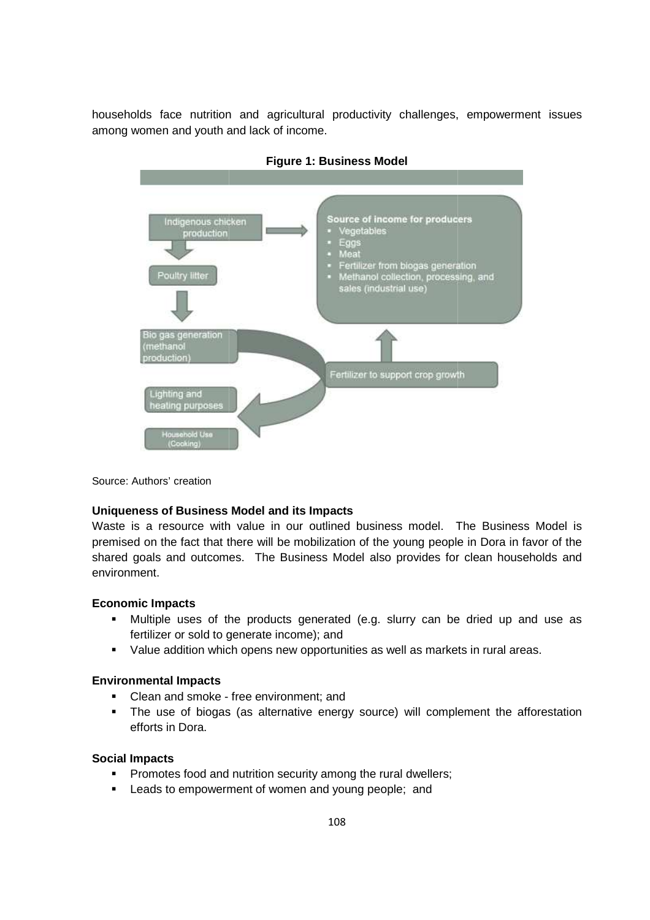households face nutrition and agricultural productivity challenges, empowerment issues among women and youth and lack of income.

**Figure 1: Business Model**

Indigenous chicken production

Poultry litter

Bio gas generation (methanol production)

Lighting and heating purposes

Household Use (Cooking)

Fertilizer to support crop growth

**Source of income for producers**

- Vegetables
- Eggs
- Meat
- Fertilizer from biogas generation
- Methanol collection, processing, and sales (industrial use)

Source: Authors' creation

**Uniqueness of Business Model and its Impacts**

Waste is a resource with value in our outlined business model. The Business Model is premised on the fact that there will be mobilization of the young people in Dora in favor of the shared goals and outcomes. The Business Model also provides for clean households and environment.

**Economic Impacts**

- Multiple uses of the products generated (e.g. slurry can be dried up and use as fertilizer or sold to generate income); and
- Value addition which opens new opportunities as well as markets in rural areas.

**Environmental Impacts**

- Clean and smoke - free environment; and
- The use of biogas (as alternative energy source) will complement the afforestation efforts in Dora.

**Social Impacts**

- Promotes food and nutrition security among the rural dwellers;
- Leads to empowerment of women and young people; and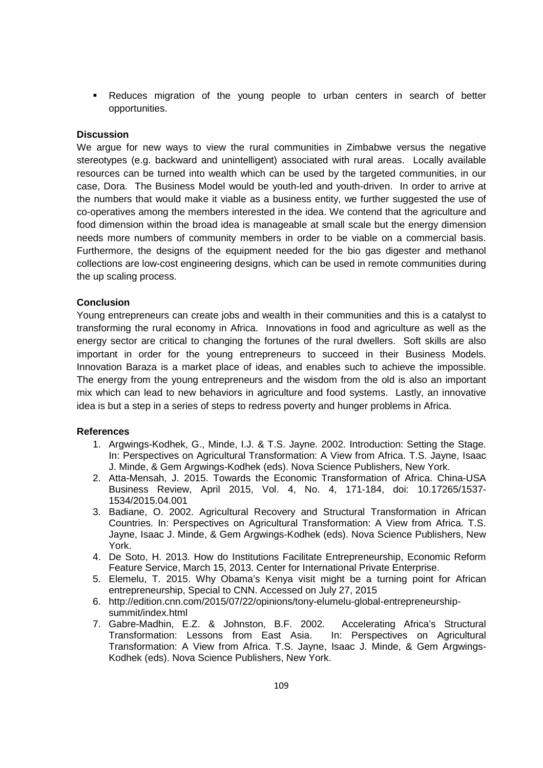- Reduces migration of the young people to urban centers in search of better opportunities.

**Discussion**

We argue for new ways to view the rural communities in Zimbabwe versus the negative stereotypes (e.g. backward and unintelligent) associated with rural areas. Locally available resources can be turned into wealth which can be used by the targeted communities, in our case, Dora. The Business Model would be youth-led and youth-driven. In order to arrive at the numbers that would make it viable as a business entity, we further suggested the use of co-operatives among the members interested in the idea. We contend that the agriculture and food dimension within the broad idea is manageable at small scale but the energy dimension needs more numbers of community members in order to be viable on a commercial basis. Furthermore, the designs of the equipment needed for the bio gas digester and methanol collections are low-cost engineering designs, which can be used in remote communities during the up scaling process.

**Conclusion**

Young entrepreneurs can create jobs and wealth in their communities and this is a catalyst to transforming the rural economy in Africa. Innovations in food and agriculture as well as the energy sector are critical to changing the fortunes of the rural dwellers. Soft skills are also important in order for the young entrepreneurs to succeed in their Business Models. Innovation Baraza is a market place of ideas, and enables such to achieve the impossible. The energy from the young entrepreneurs and the wisdom from the old is also an important mix which can lead to new behaviors in agriculture and food systems. Lastly, an innovative idea is but a step in a series of steps to redress poverty and hunger problems in Africa.

**References**

1. Argwings-Kodhek, G., Minde, I.J. & T.S. Jayne. 2002. Introduction: Setting the Stage. In: Perspectives on Agricultural Transformation: A View from Africa. T.S. Jayne, Isaac J. Minde, & Gem Argwings-Kodhek (eds). Nova Science Publishers, New York.
2. Atta-Mensah, J. 2015. Towards the Economic Transformation of Africa. China-USA Business Review, April 2015, Vol. 4, No. 4, 171-184, doi: 10.17265/1537-1534/2015.04.001
3. Badiane, O. 2002. Agricultural Recovery and Structural Transformation in African Countries. In: Perspectives on Agricultural Transformation: A View from Africa. T.S. Jayne, Isaac J. Minde, & Gem Argwings-Kodhek (eds). Nova Science Publishers, New York.
4. De Soto, H. 2013. How do Institutions Facilitate Entrepreneurship, Economic Reform Feature Service, March 15, 2013. Center for International Private Enterprise.
5. Elemelu, T. 2015. Why Obama's Kenya visit might be a turning point for African entrepreneurship, Special to CNN. Accessed on July 27, 2015
6. http://edition.cnn.com/2015/07/22/opinions/tony-elumelu-global-entrepreneurship-summit/index.html
7. Gabre-Madhin, E.Z. & Johnston, B.F. 2002. Accelerating Africa's Structural Transformation: Lessons from East Asia. In: Perspectives on Agricultural Transformation: A View from Africa. T.S. Jayne, Isaac J. Minde, & Gem Argwings-Kodhek (eds). Nova Science Publishers, New York.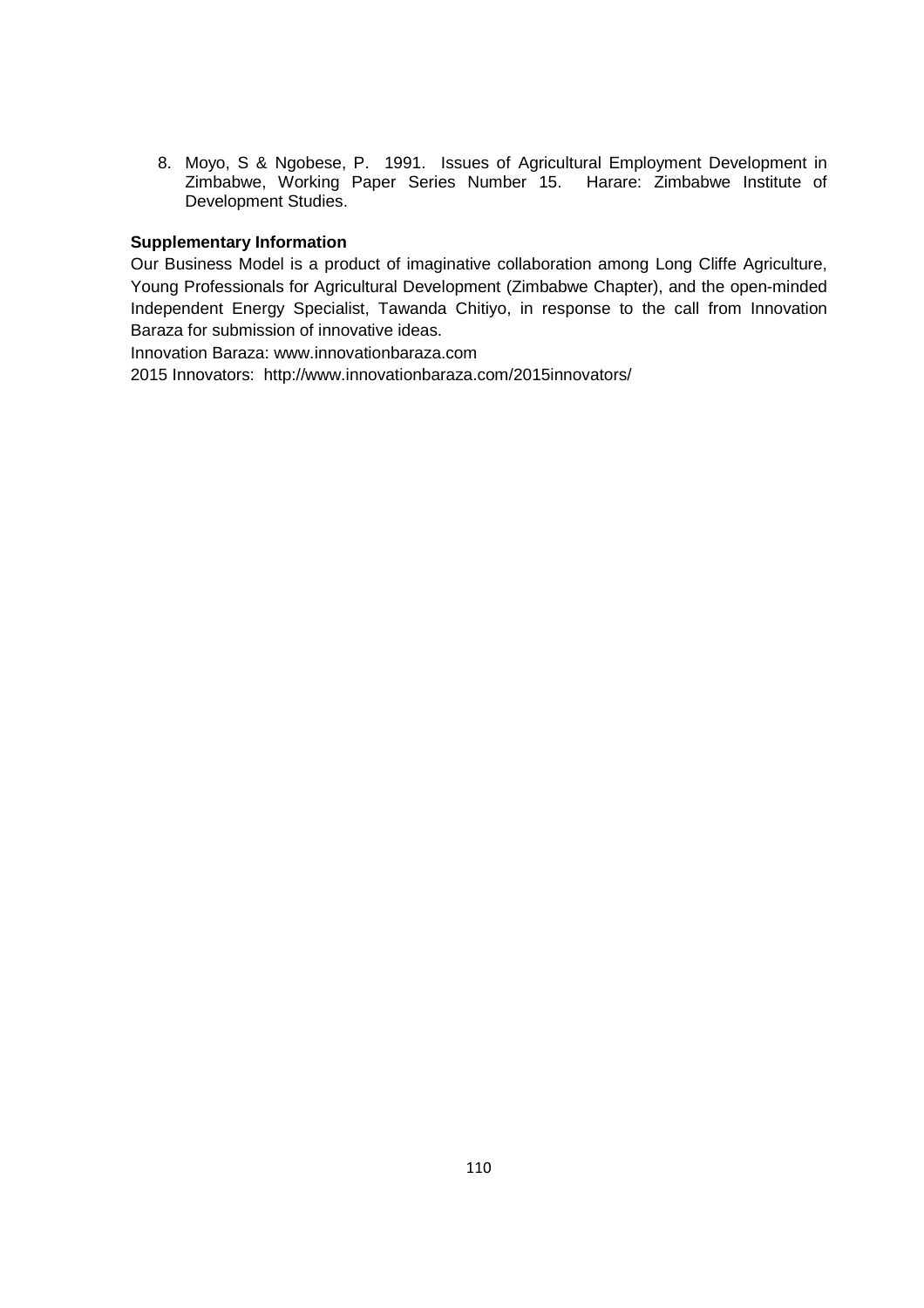8. Moyo, S & Ngobese, P. 1991. Issues of Agricultural Employment Development in Zimbabwe, Working Paper Series Number 15. Harare: Zimbabwe Institute of Development Studies.

**Supplementary Information**

Our Business Model is a product of imaginative collaboration among Long Cliffe Agriculture, Young Professionals for Agricultural Development (Zimbabwe Chapter), and the open-minded Independent Energy Specialist, Tawanda Chitiyo, in response to the call from Innovation Baraza for submission of innovative ideas.

Innovation Baraza: www.innovationbaraza.com

2015 Innovators: http://www.innovationbaraza.com/2015innovators/